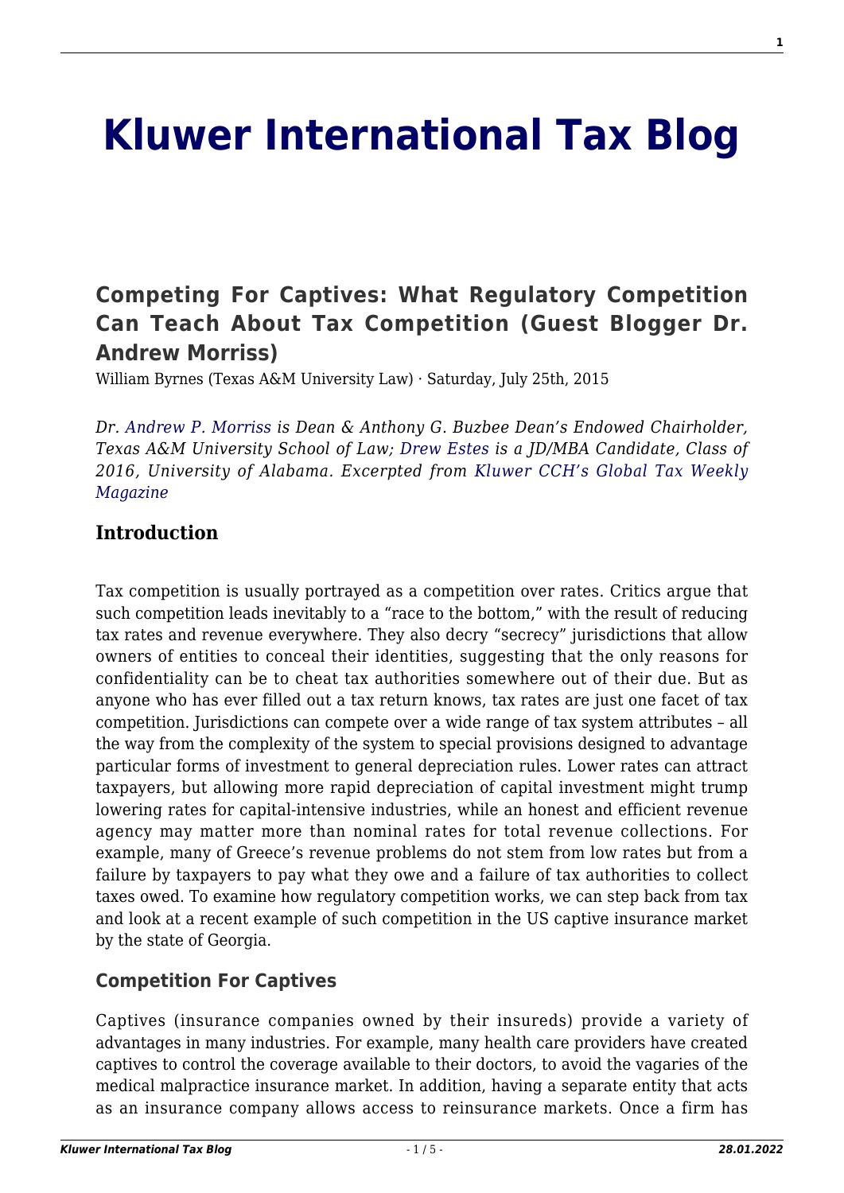# Kluwer International Tax Blog

## Competing For Captives: What Regulatory Competition Can Teach About Tax Competition (Guest Blogger Dr. Andrew Morriss)

William Byrnes (Texas A&M University Law) · Saturday, July 25th, 2015

*Dr. Andrew P. Morriss is Dean & Anthony G. Buzbee Dean's Endowed Chairholder, Texas A&M University School of Law; Drew Estes is a JD/MBA Candidate, Class of 2016, University of Alabama. Excerpted from Kluwer CCH's Global Tax Weekly Magazine*

### Introduction

Tax competition is usually portrayed as a competition over rates. Critics argue that such competition leads inevitably to a "race to the bottom," with the result of reducing tax rates and revenue everywhere. They also decry "secrecy" jurisdictions that allow owners of entities to conceal their identities, suggesting that the only reasons for confidentiality can be to cheat tax authorities somewhere out of their due. But as anyone who has ever filled out a tax return knows, tax rates are just one facet of tax competition. Jurisdictions can compete over a wide range of tax system attributes – all the way from the complexity of the system to special provisions designed to advantage particular forms of investment to general depreciation rules. Lower rates can attract taxpayers, but allowing more rapid depreciation of capital investment might trump lowering rates for capital-intensive industries, while an honest and efficient revenue agency may matter more than nominal rates for total revenue collections. For example, many of Greece's revenue problems do not stem from low rates but from a failure by taxpayers to pay what they owe and a failure of tax authorities to collect taxes owed. To examine how regulatory competition works, we can step back from tax and look at a recent example of such competition in the US captive insurance market by the state of Georgia.

### Competition For Captives

Captives (insurance companies owned by their insureds) provide a variety of advantages in many industries. For example, many health care providers have created captives to control the coverage available to their doctors, to avoid the vagaries of the medical malpractice insurance market. In addition, having a separate entity that acts as an insurance company allows access to reinsurance markets. Once a firm has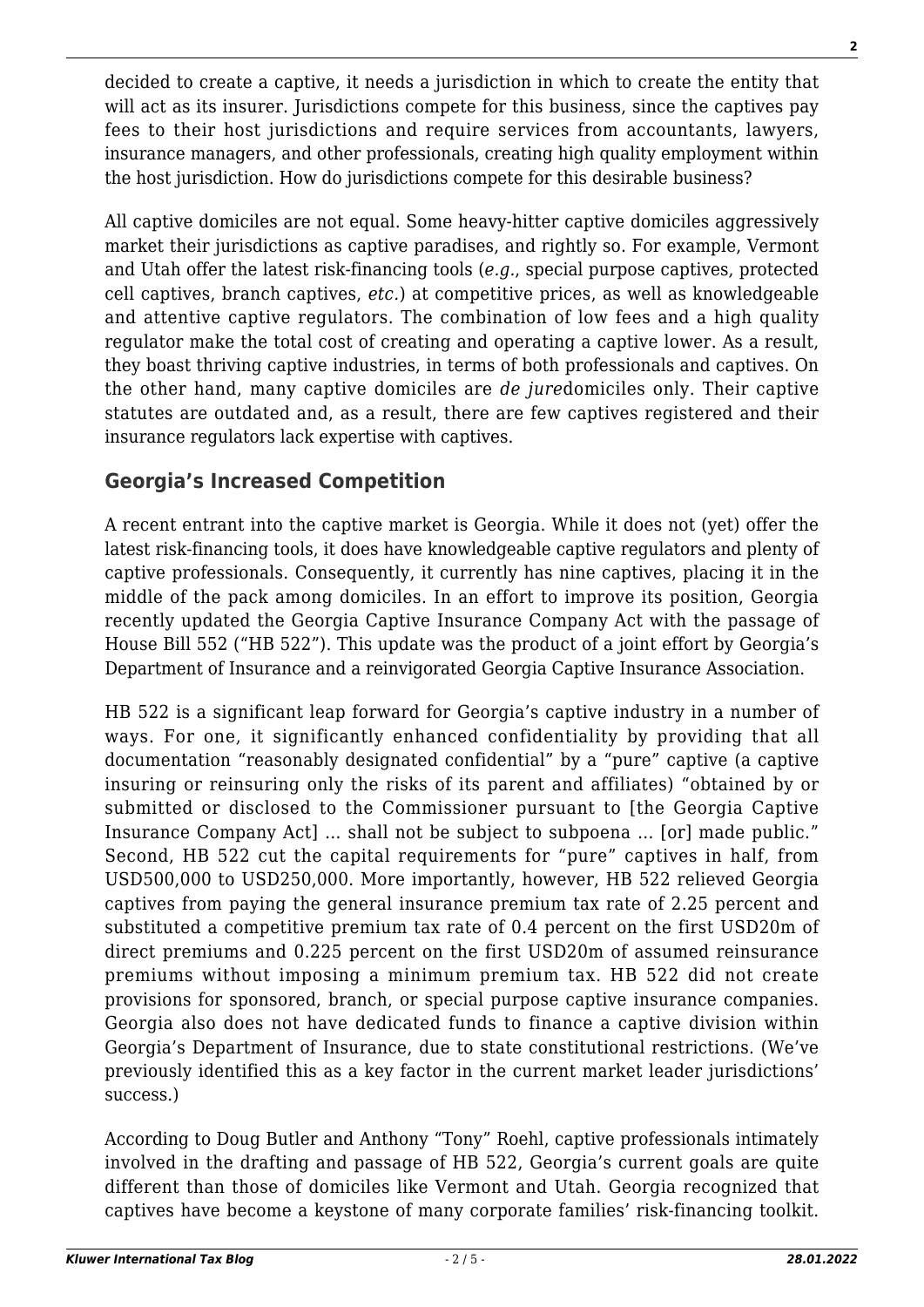decided to create a captive, it needs a jurisdiction in which to create the entity that will act as its insurer. Jurisdictions compete for this business, since the captives pay fees to their host jurisdictions and require services from accountants, lawyers, insurance managers, and other professionals, creating high quality employment within the host jurisdiction. How do jurisdictions compete for this desirable business?

All captive domiciles are not equal. Some heavy-hitter captive domiciles aggressively market their jurisdictions as captive paradises, and rightly so. For example, Vermont and Utah offer the latest risk-financing tools (*e.g.*, special purpose captives, protected cell captives, branch captives, *etc.*) at competitive prices, as well as knowledgeable and attentive captive regulators. The combination of low fees and a high quality regulator make the total cost of creating and operating a captive lower. As a result, they boast thriving captive industries, in terms of both professionals and captives. On the other hand, many captive domiciles are *de jure*domiciles only. Their captive statutes are outdated and, as a result, there are few captives registered and their insurance regulators lack expertise with captives.

## Georgia's Increased Competition

A recent entrant into the captive market is Georgia. While it does not (yet) offer the latest risk-financing tools, it does have knowledgeable captive regulators and plenty of captive professionals. Consequently, it currently has nine captives, placing it in the middle of the pack among domiciles. In an effort to improve its position, Georgia recently updated the Georgia Captive Insurance Company Act with the passage of House Bill 552 ("HB 522"). This update was the product of a joint effort by Georgia's Department of Insurance and a reinvigorated Georgia Captive Insurance Association.

HB 522 is a significant leap forward for Georgia's captive industry in a number of ways. For one, it significantly enhanced confidentiality by providing that all documentation "reasonably designated confidential" by a "pure" captive (a captive insuring or reinsuring only the risks of its parent and affiliates) "obtained by or submitted or disclosed to the Commissioner pursuant to [the Georgia Captive Insurance Company Act] ... shall not be subject to subpoena ... [or] made public." Second, HB 522 cut the capital requirements for "pure" captives in half, from USD500,000 to USD250,000. More importantly, however, HB 522 relieved Georgia captives from paying the general insurance premium tax rate of 2.25 percent and substituted a competitive premium tax rate of 0.4 percent on the first USD20m of direct premiums and 0.225 percent on the first USD20m of assumed reinsurance premiums without imposing a minimum premium tax. HB 522 did not create provisions for sponsored, branch, or special purpose captive insurance companies. Georgia also does not have dedicated funds to finance a captive division within Georgia's Department of Insurance, due to state constitutional restrictions. (We've previously identified this as a key factor in the current market leader jurisdictions' success.)

According to Doug Butler and Anthony "Tony" Roehl, captive professionals intimately involved in the drafting and passage of HB 522, Georgia's current goals are quite different than those of domiciles like Vermont and Utah. Georgia recognized that captives have become a keystone of many corporate families' risk-financing toolkit.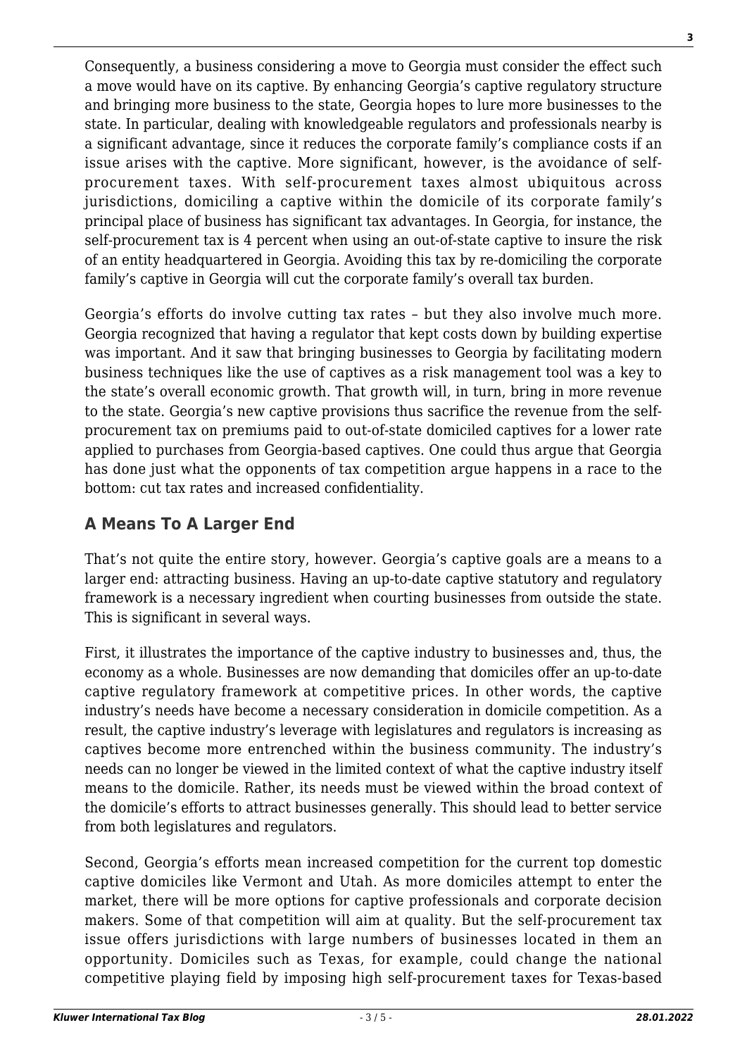Consequently, a business considering a move to Georgia must consider the effect such a move would have on its captive. By enhancing Georgia's captive regulatory structure and bringing more business to the state, Georgia hopes to lure more businesses to the state. In particular, dealing with knowledgeable regulators and professionals nearby is a significant advantage, since it reduces the corporate family's compliance costs if an issue arises with the captive. More significant, however, is the avoidance of self-procurement taxes. With self-procurement taxes almost ubiquitous across jurisdictions, domiciling a captive within the domicile of its corporate family's principal place of business has significant tax advantages. In Georgia, for instance, the self-procurement tax is 4 percent when using an out-of-state captive to insure the risk of an entity headquartered in Georgia. Avoiding this tax by re-domiciling the corporate family's captive in Georgia will cut the corporate family's overall tax burden.

Georgia's efforts do involve cutting tax rates – but they also involve much more. Georgia recognized that having a regulator that kept costs down by building expertise was important. And it saw that bringing businesses to Georgia by facilitating modern business techniques like the use of captives as a risk management tool was a key to the state's overall economic growth. That growth will, in turn, bring in more revenue to the state. Georgia's new captive provisions thus sacrifice the revenue from the self-procurement tax on premiums paid to out-of-state domiciled captives for a lower rate applied to purchases from Georgia-based captives. One could thus argue that Georgia has done just what the opponents of tax competition argue happens in a race to the bottom: cut tax rates and increased confidentiality.

## A Means To A Larger End

That's not quite the entire story, however. Georgia's captive goals are a means to a larger end: attracting business. Having an up-to-date captive statutory and regulatory framework is a necessary ingredient when courting businesses from outside the state. This is significant in several ways.

First, it illustrates the importance of the captive industry to businesses and, thus, the economy as a whole. Businesses are now demanding that domiciles offer an up-to-date captive regulatory framework at competitive prices. In other words, the captive industry's needs have become a necessary consideration in domicile competition. As a result, the captive industry's leverage with legislatures and regulators is increasing as captives become more entrenched within the business community. The industry's needs can no longer be viewed in the limited context of what the captive industry itself means to the domicile. Rather, its needs must be viewed within the broad context of the domicile's efforts to attract businesses generally. This should lead to better service from both legislatures and regulators.

Second, Georgia's efforts mean increased competition for the current top domestic captive domiciles like Vermont and Utah. As more domiciles attempt to enter the market, there will be more options for captive professionals and corporate decision makers. Some of that competition will aim at quality. But the self-procurement tax issue offers jurisdictions with large numbers of businesses located in them an opportunity. Domiciles such as Texas, for example, could change the national competitive playing field by imposing high self-procurement taxes for Texas-based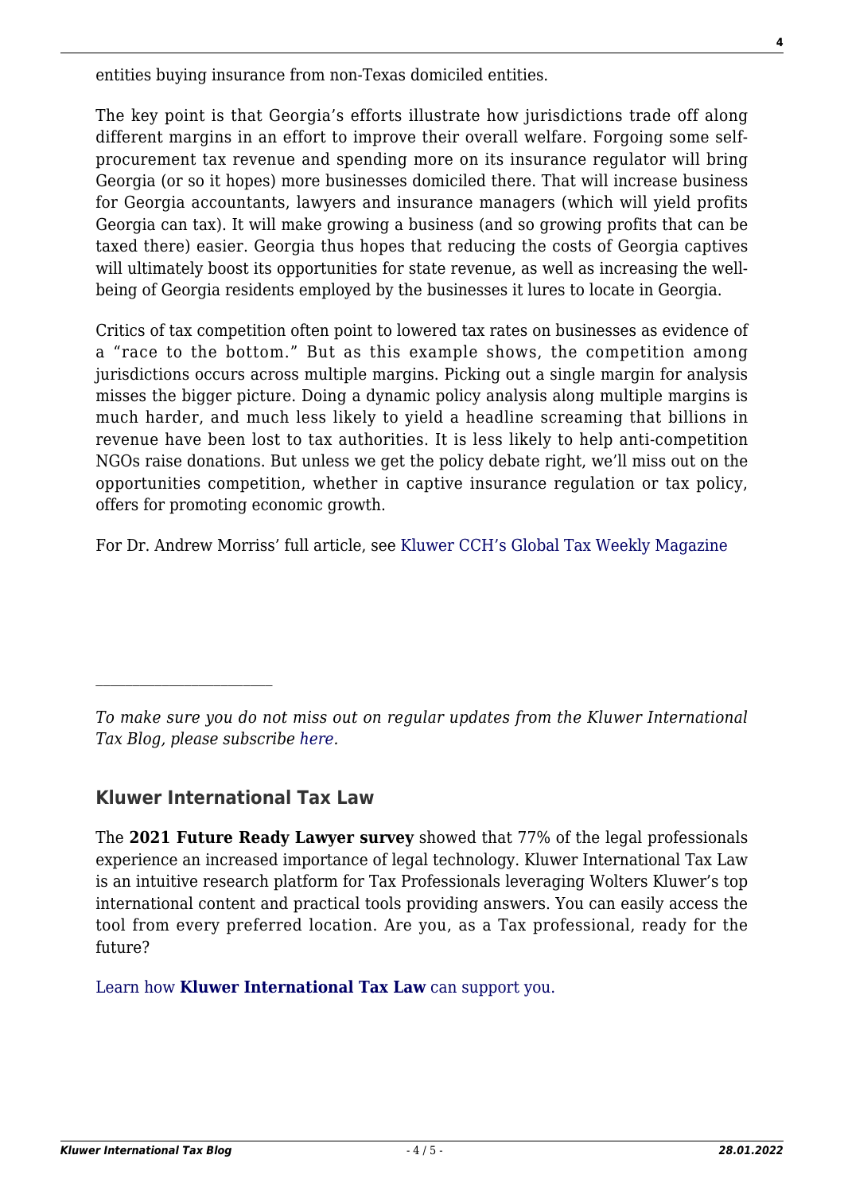entities buying insurance from non-Texas domiciled entities.

The key point is that Georgia's efforts illustrate how jurisdictions trade off along different margins in an effort to improve their overall welfare. Forgoing some self-procurement tax revenue and spending more on its insurance regulator will bring Georgia (or so it hopes) more businesses domiciled there. That will increase business for Georgia accountants, lawyers and insurance managers (which will yield profits Georgia can tax). It will make growing a business (and so growing profits that can be taxed there) easier. Georgia thus hopes that reducing the costs of Georgia captives will ultimately boost its opportunities for state revenue, as well as increasing the well-being of Georgia residents employed by the businesses it lures to locate in Georgia.

Critics of tax competition often point to lowered tax rates on businesses as evidence of a "race to the bottom." But as this example shows, the competition among jurisdictions occurs across multiple margins. Picking out a single margin for analysis misses the bigger picture. Doing a dynamic policy analysis along multiple margins is much harder, and much less likely to yield a headline screaming that billions in revenue have been lost to tax authorities. It is less likely to help anti-competition NGOs raise donations. But unless we get the policy debate right, we'll miss out on the opportunities competition, whether in captive insurance regulation or tax policy, offers for promoting economic growth.

For Dr. Andrew Morriss' full article, see Kluwer CCH's Global Tax Weekly Magazine

---

*To make sure you do not miss out on regular updates from the Kluwer International Tax Blog, please subscribe here.*

### Kluwer International Tax Law

The **2021 Future Ready Lawyer survey** showed that 77% of the legal professionals experience an increased importance of legal technology. Kluwer International Tax Law is an intuitive research platform for Tax Professionals leveraging Wolters Kluwer's top international content and practical tools providing answers. You can easily access the tool from every preferred location. Are you, as a Tax professional, ready for the future?

Learn how **Kluwer International Tax Law** can support you.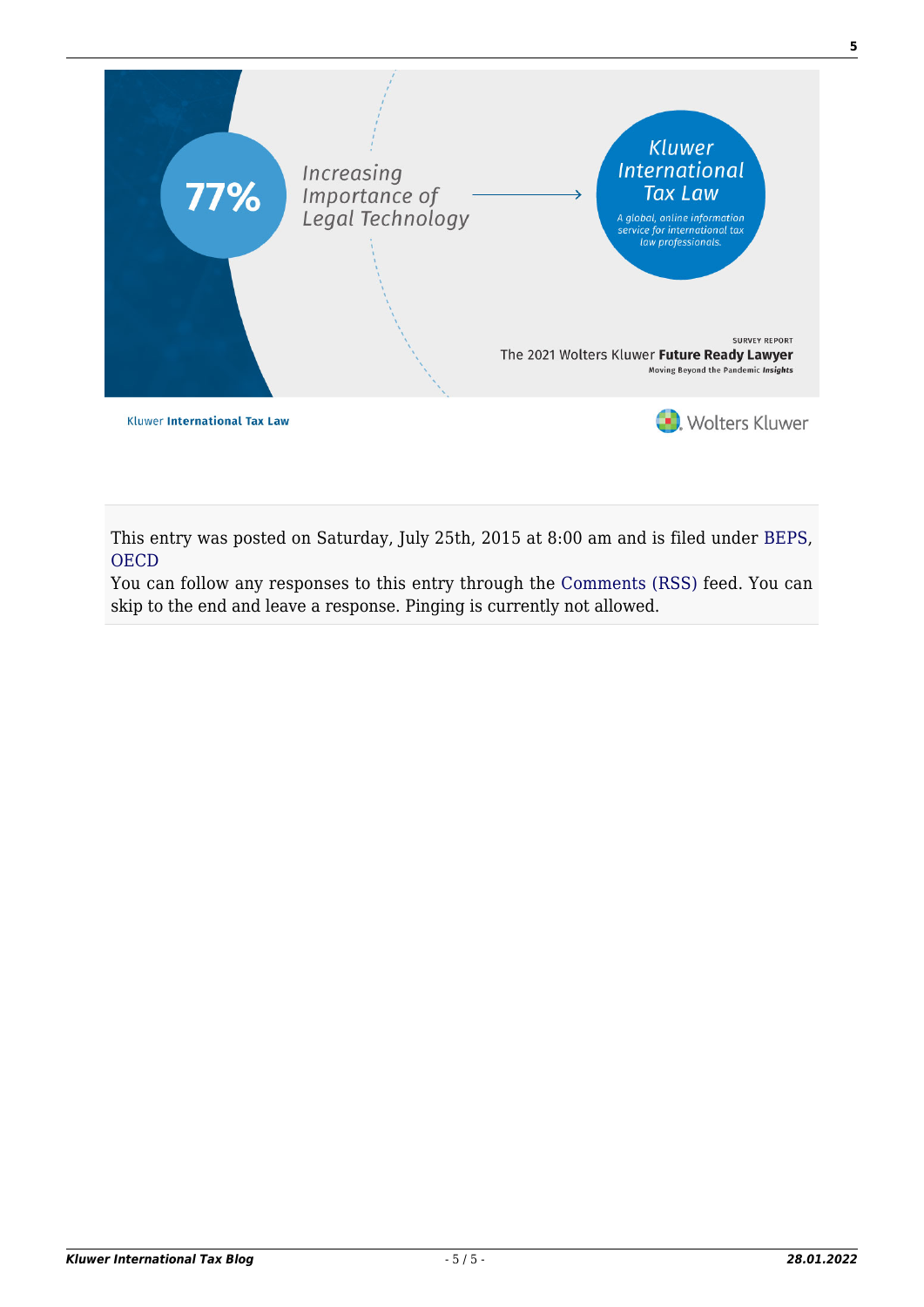77%

*Increasing Importance of Legal Technology*

*Kluwer International Tax Law*

*A global, online information service for international tax law professionals.*

SURVEY REPORT

The 2021 Wolters Kluwer **Future Ready Lawyer**

Moving Beyond the Pandemic ***Insights***

Kluwer **International Tax Law**

Wolters Kluwer

This entry was posted on Saturday, July 25th, 2015 at 8:00 am and is filed under BEPS, OECD

You can follow any responses to this entry through the Comments (RSS) feed. You can skip to the end and leave a response. Pinging is currently not allowed.